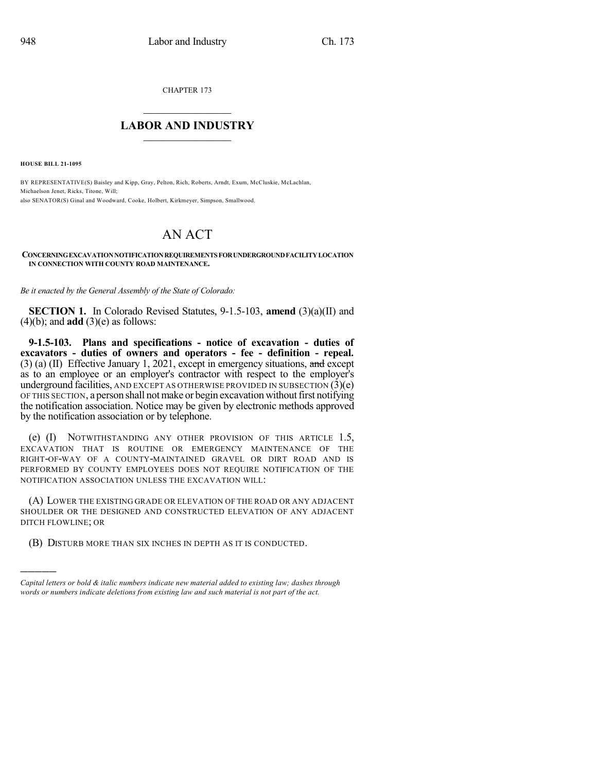CHAPTER 173

# LABOR AND INDUSTRY

**HOUSE BILL 21-1095**

BY REPRESENTATIVE(S) Baisley and Kipp, Gray, Pelton, Rich, Roberts, Arndt, Exum, McCluskie, McLachlan, Michaelson Jenet, Ricks, Titone, Will;
also SENATOR(S) Ginal and Woodward, Cooke, Holbert, Kirkmeyer, Simpson, Smallwood.

# AN ACT

**CONCERNING EXCAVATION NOTIFICATION REQUIREMENTS FOR UNDERGROUND FACILITY LOCATION IN CONNECTION WITH COUNTY ROAD MAINTENANCE.**

*Be it enacted by the General Assembly of the State of Colorado:*

**SECTION 1.** In Colorado Revised Statutes, 9-1.5-103, **amend** (3)(a)(II) and (4)(b); and **add** (3)(e) as follows:

**9-1.5-103. Plans and specifications - notice of excavation - duties of excavators - duties of owners and operators - fee - definition - repeal.** (3) (a) (II) Effective January 1, 2021, except in emergency situations, ~~and~~ except as to an employee or an employer's contractor with respect to the employer's underground facilities, AND EXCEPT AS OTHERWISE PROVIDED IN SUBSECTION (3)(e) OF THIS SECTION, a person shall not make or begin excavation without first notifying the notification association. Notice may be given by electronic methods approved by the notification association or by telephone.

(e) (I) NOTWITHSTANDING ANY OTHER PROVISION OF THIS ARTICLE 1.5, EXCAVATION THAT IS ROUTINE OR EMERGENCY MAINTENANCE OF THE RIGHT-OF-WAY OF A COUNTY-MAINTAINED GRAVEL OR DIRT ROAD AND IS PERFORMED BY COUNTY EMPLOYEES DOES NOT REQUIRE NOTIFICATION OF THE NOTIFICATION ASSOCIATION UNLESS THE EXCAVATION WILL:

(A) LOWER THE EXISTING GRADE OR ELEVATION OF THE ROAD OR ANY ADJACENT SHOULDER OR THE DESIGNED AND CONSTRUCTED ELEVATION OF ANY ADJACENT DITCH FLOWLINE; OR

(B) DISTURB MORE THAN SIX INCHES IN DEPTH AS IT IS CONDUCTED.

---

*Capital letters or bold & italic numbers indicate new material added to existing law; dashes through words or numbers indicate deletions from existing law and such material is not part of the act.*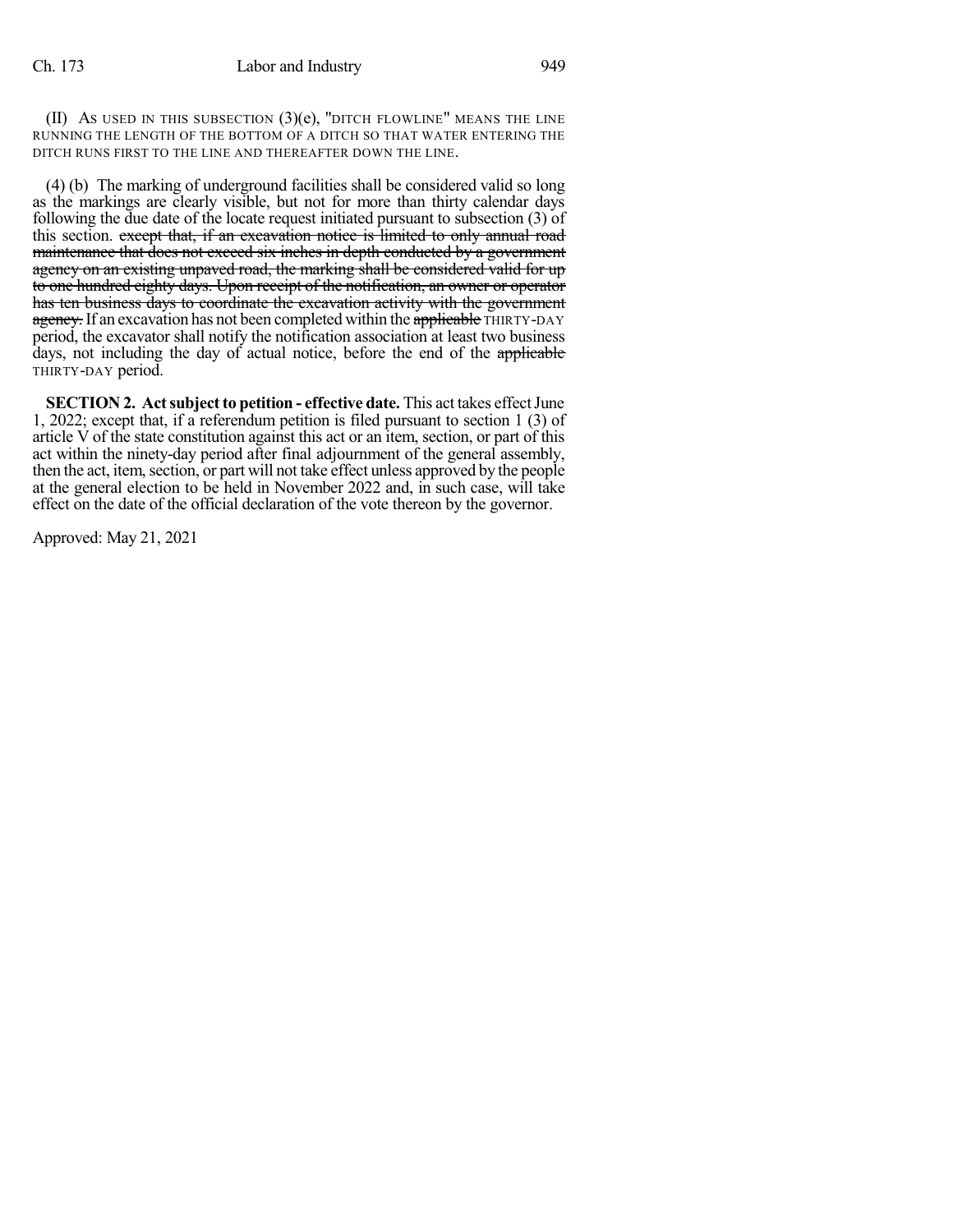(II) AS USED IN THIS SUBSECTION (3)(e), "DITCH FLOWLINE" MEANS THE LINE RUNNING THE LENGTH OF THE BOTTOM OF A DITCH SO THAT WATER ENTERING THE DITCH RUNS FIRST TO THE LINE AND THEREAFTER DOWN THE LINE.

(4) (b) The marking of underground facilities shall be considered valid so long as the markings are clearly visible, but not for more than thirty calendar days following the due date of the locate request initiated pursuant to subsection (3) of this section. ~~except that, if an excavation notice is limited to only annual road maintenance that does not exceed six inches in depth conducted by a government agency on an existing unpaved road, the marking shall be considered valid for up to one hundred eighty days. Upon receipt of the notification, an owner or operator has ten business days to coordinate the excavation activity with the government agency.~~ If an excavation has not been completed within the ~~applicable~~ THIRTY-DAY period, the excavator shall notify the notification association at least two business days, not including the day of actual notice, before the end of the ~~applicable~~ THIRTY-DAY period.

**SECTION 2. Act subject to petition - effective date.** This act takes effect June 1, 2022; except that, if a referendum petition is filed pursuant to section 1 (3) of article V of the state constitution against this act or an item, section, or part of this act within the ninety-day period after final adjournment of the general assembly, then the act, item, section, or part will not take effect unless approved by the people at the general election to be held in November 2022 and, in such case, will take effect on the date of the official declaration of the vote thereon by the governor.

Approved: May 21, 2021